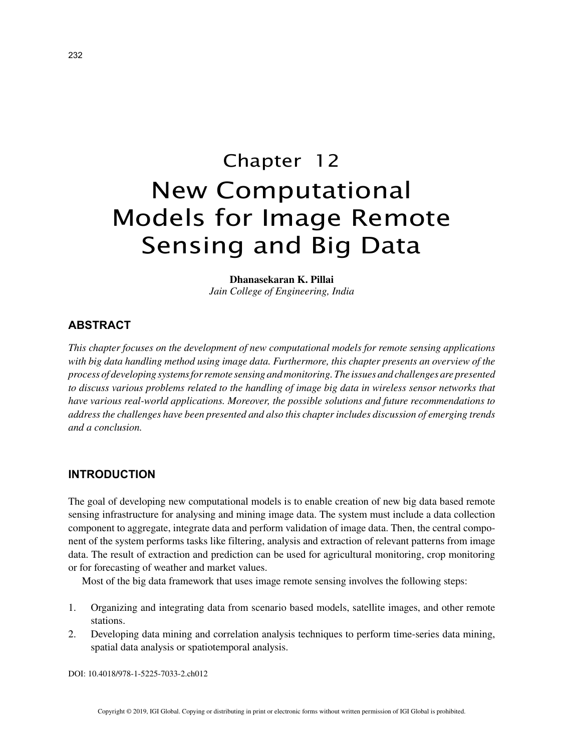# Chapter 12

# New Computational Models for Image Remote Sensing and Big Data

**Dhanasekaran K. Pillai**
*Jain College of Engineering, India*

## ABSTRACT

*This chapter focuses on the development of new computational models for remote sensing applications with big data handling method using image data. Furthermore, this chapter presents an overview of the process of developing systems for remote sensing and monitoring. The issues and challenges are presented to discuss various problems related to the handling of image big data in wireless sensor networks that have various real-world applications. Moreover, the possible solutions and future recommendations to address the challenges have been presented and also this chapter includes discussion of emerging trends and a conclusion.*

## INTRODUCTION

The goal of developing new computational models is to enable creation of new big data based remote sensing infrastructure for analysing and mining image data. The system must include a data collection component to aggregate, integrate data and perform validation of image data. Then, the central component of the system performs tasks like filtering, analysis and extraction of relevant patterns from image data. The result of extraction and prediction can be used for agricultural monitoring, crop monitoring or for forecasting of weather and market values.

Most of the big data framework that uses image remote sensing involves the following steps:

1. Organizing and integrating data from scenario based models, satellite images, and other remote stations.
2. Developing data mining and correlation analysis techniques to perform time-series data mining, spatial data analysis or spatiotemporal analysis.

DOI: 10.4018/978-1-5225-7033-2.ch012

Copyright © 2019, IGI Global. Copying or distributing in print or electronic forms without written permission of IGI Global is prohibited.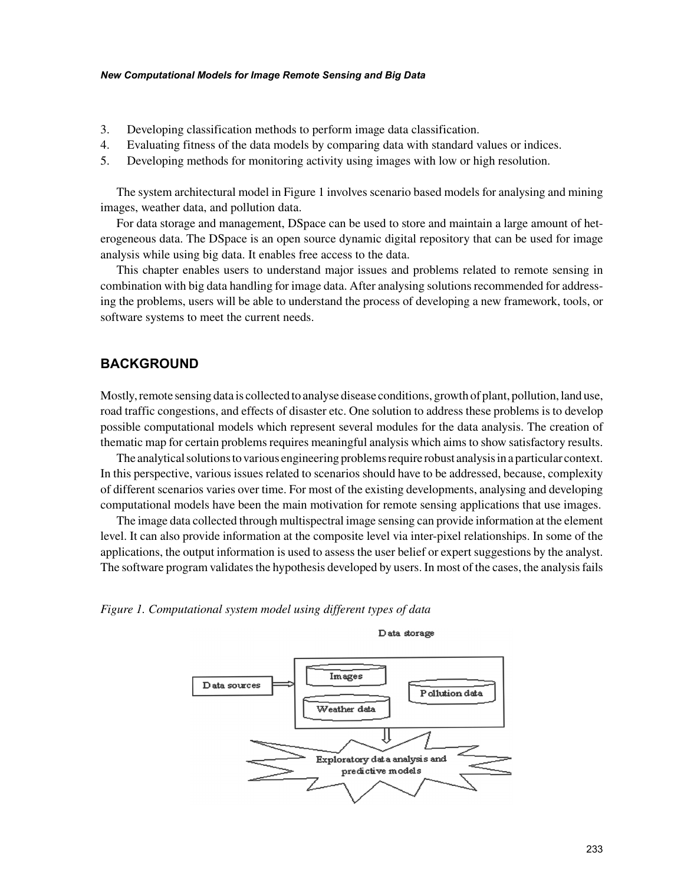3. Developing classification methods to perform image data classification.
4. Evaluating fitness of the data models by comparing data with standard values or indices.
5. Developing methods for monitoring activity using images with low or high resolution.

The system architectural model in Figure 1 involves scenario based models for analysing and mining images, weather data, and pollution data.

For data storage and management, DSpace can be used to store and maintain a large amount of heterogeneous data. The DSpace is an open source dynamic digital repository that can be used for image analysis while using big data. It enables free access to the data.

This chapter enables users to understand major issues and problems related to remote sensing in combination with big data handling for image data. After analysing solutions recommended for addressing the problems, users will be able to understand the process of developing a new framework, tools, or software systems to meet the current needs.

## BACKGROUND

Mostly, remote sensing data is collected to analyse disease conditions, growth of plant, pollution, land use, road traffic congestions, and effects of disaster etc. One solution to address these problems is to develop possible computational models which represent several modules for the data analysis. The creation of thematic map for certain problems requires meaningful analysis which aims to show satisfactory results.

The analytical solutions to various engineering problems require robust analysis in a particular context. In this perspective, various issues related to scenarios should have to be addressed, because, complexity of different scenarios varies over time. For most of the existing developments, analysing and developing computational models have been the main motivation for remote sensing applications that use images.

The image data collected through multispectral image sensing can provide information at the element level. It can also provide information at the composite level via inter-pixel relationships. In some of the applications, the output information is used to assess the user belief or expert suggestions by the analyst. The software program validates the hypothesis developed by users. In most of the cases, the analysis fails

*Figure 1. Computational system model using different types of data*

Data storage

Data sources

Images

Weather data

Pollution data

Exploratory data analysis and predictive models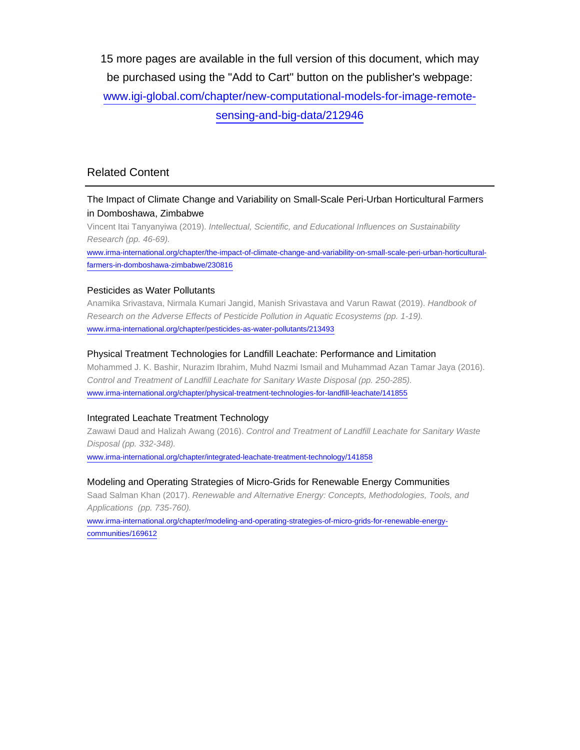15 more pages are available in the full version of this document, which may be purchased using the "Add to Cart" button on the publisher's webpage: www.igi-global.com/chapter/new-computational-models-for-image-remote-sensing-and-big-data/212946

## Related Content

The Impact of Climate Change and Variability on Small-Scale Peri-Urban Horticultural Farmers in Domboshawa, Zimbabwe
Vincent Itai Tanyanyiwa (2019). *Intellectual, Scientific, and Educational Influences on Sustainability Research (pp. 46-69).*
www.irma-international.org/chapter/the-impact-of-climate-change-and-variability-on-small-scale-peri-urban-horticultural-farmers-in-domboshawa-zimbabwe/230816

Pesticides as Water Pollutants
Anamika Srivastava, Nirmala Kumari Jangid, Manish Srivastava and Varun Rawat (2019). *Handbook of Research on the Adverse Effects of Pesticide Pollution in Aquatic Ecosystems (pp. 1-19).*
www.irma-international.org/chapter/pesticides-as-water-pollutants/213493

Physical Treatment Technologies for Landfill Leachate: Performance and Limitation
Mohammed J. K. Bashir, Nurazim Ibrahim, Muhd Nazmi Ismail and Muhammad Azan Tamar Jaya (2016). *Control and Treatment of Landfill Leachate for Sanitary Waste Disposal (pp. 250-285).*
www.irma-international.org/chapter/physical-treatment-technologies-for-landfill-leachate/141855

Integrated Leachate Treatment Technology
Zawawi Daud and Halizah Awang (2016). *Control and Treatment of Landfill Leachate for Sanitary Waste Disposal (pp. 332-348).*
www.irma-international.org/chapter/integrated-leachate-treatment-technology/141858

Modeling and Operating Strategies of Micro-Grids for Renewable Energy Communities
Saad Salman Khan (2017). *Renewable and Alternative Energy: Concepts, Methodologies, Tools, and Applications (pp. 735-760).*
www.irma-international.org/chapter/modeling-and-operating-strategies-of-micro-grids-for-renewable-energy-communities/169612